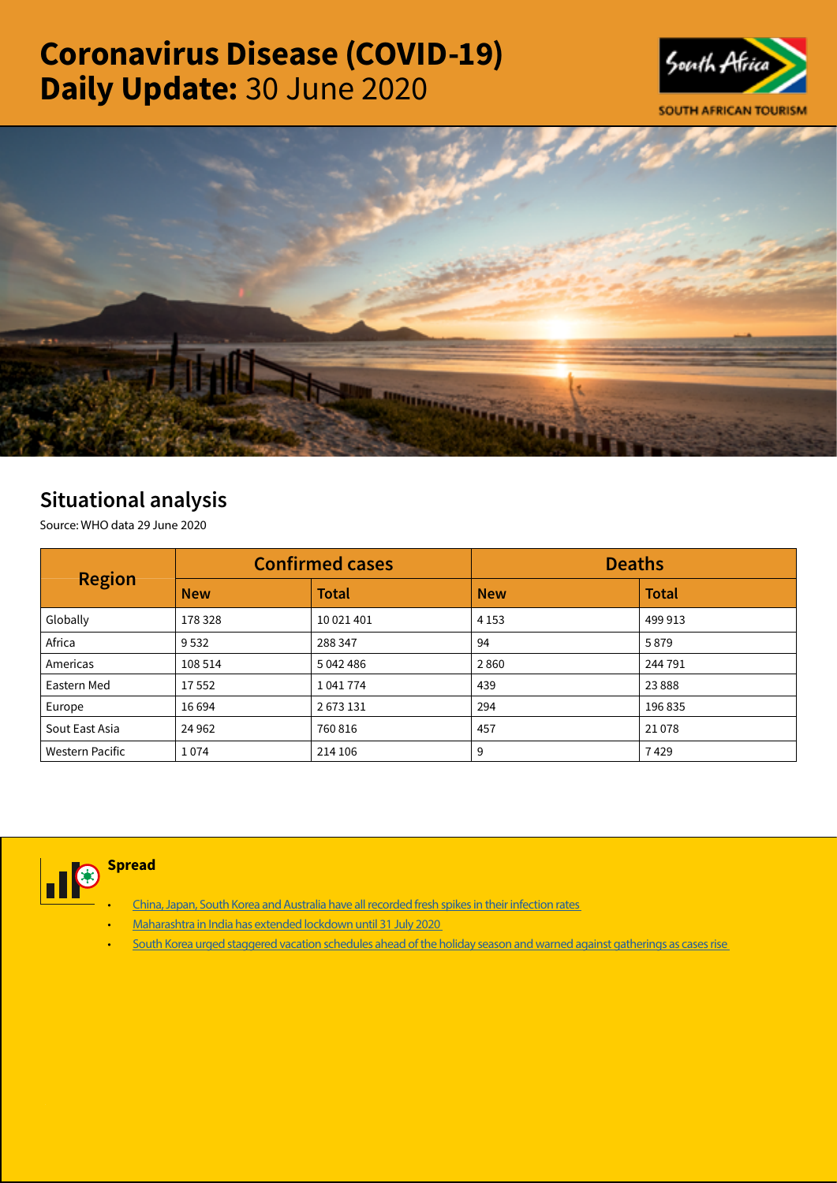# Coronavirus Disease (COVID-19) Daily Update: 30 June 2020

SOUTH AFRICAN TOURISM

## Situational analysis

Source: WHO data 29 June 2020

| Region | Confirmed cases | | Deaths | |
|---|---|---|---|---|
| | New | Total | New | Total |
| Globally | 178 328 | 10 021 401 | 4 153 | 499 913 |
| Africa | 9 532 | 288 347 | 94 | 5 879 |
| Americas | 108 514 | 5 042 486 | 2 860 | 244 791 |
| Eastern Med | 17 552 | 1 041 774 | 439 | 23 888 |
| Europe | 16 694 | 2 673 131 | 294 | 196 835 |
| Sout East Asia | 24 962 | 760 816 | 457 | 21 078 |
| Western Pacific | 1 074 | 214 106 | 9 | 7 429 |

### Spread

- China, Japan, South Korea and Australia have all recorded fresh spikes in their infection rates
- Maharashtra in India has extended lockdown until 31 July 2020
- South Korea urged staggered vacation schedules ahead of the holiday season and warned against gatherings as cases rise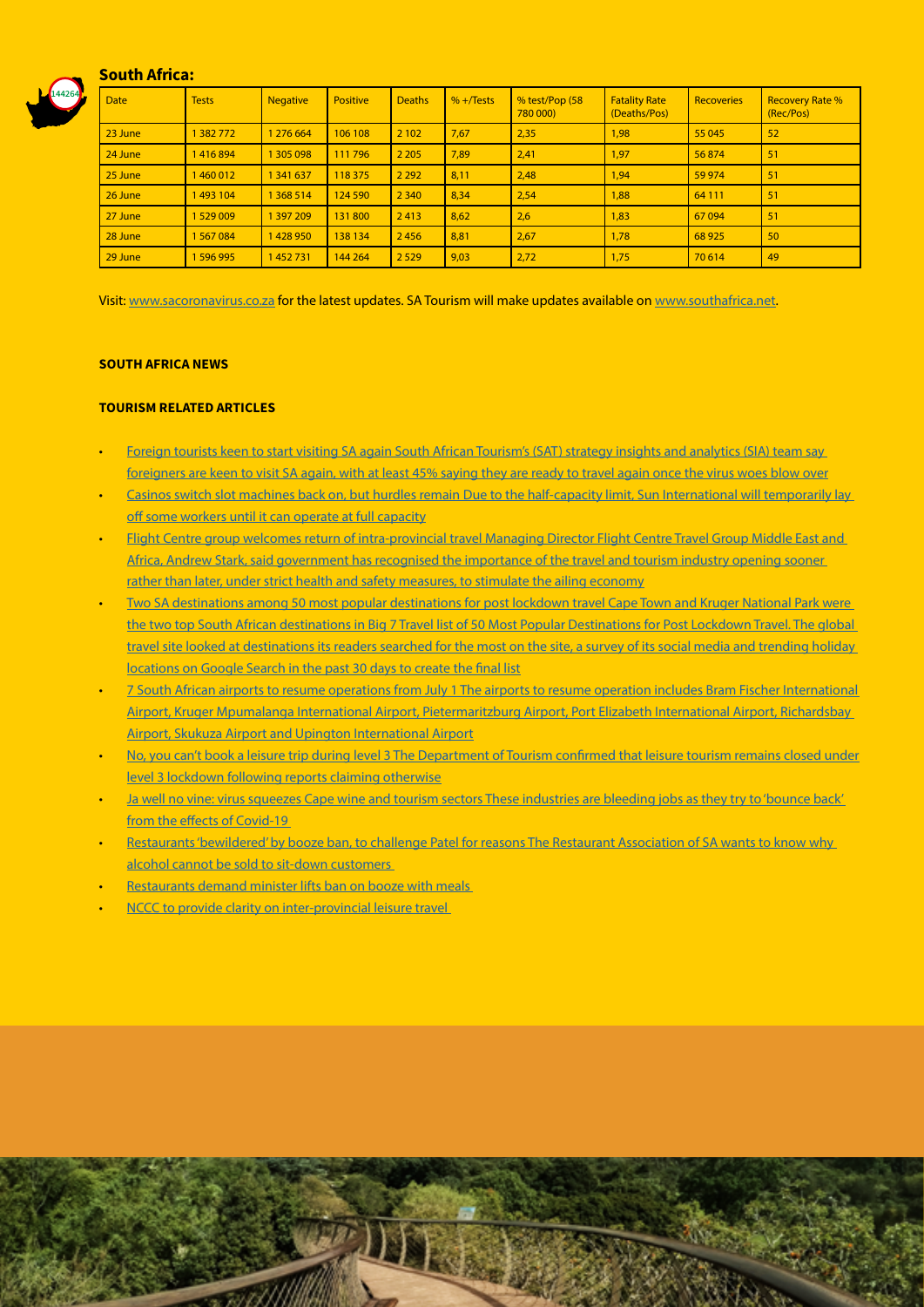## South Africa:

| Date | Tests | Negative | Positive | Deaths | % +/Tests | % test/Pop (58 780 000) | Fatality Rate (Deaths/Pos) | Recoveries | Recovery Rate % (Rec/Pos) |
|---|---|---|---|---|---|---|---|---|---|
| 23 June | 1 382 772 | 1 276 664 | 106 108 | 2 102 | 7,67 | 2,35 | 1,98 | 55 045 | 52 |
| 24 June | 1 416 894 | 1 305 098 | 111 796 | 2 205 | 7,89 | 2,41 | 1,97 | 56 874 | 51 |
| 25 June | 1 460 012 | 1 341 637 | 118 375 | 2 292 | 8,11 | 2,48 | 1,94 | 59 974 | 51 |
| 26 June | 1 493 104 | 1 368 514 | 124 590 | 2 340 | 8,34 | 2,54 | 1,88 | 64 111 | 51 |
| 27 June | 1 529 009 | 1 397 209 | 131 800 | 2 413 | 8,62 | 2,6 | 1,83 | 67 094 | 51 |
| 28 June | 1 567 084 | 1 428 950 | 138 134 | 2 456 | 8,81 | 2,67 | 1,78 | 68 925 | 50 |
| 29 June | 1 596 995 | 1 452 731 | 144 264 | 2 529 | 9,03 | 2,72 | 1,75 | 70 614 | 49 |

Visit: www.sacoronavirus.co.za for the latest updates. SA Tourism will make updates available on www.southafrica.net.

**SOUTH AFRICA NEWS**

**TOURISM RELATED ARTICLES**

- Foreign tourists keen to start visiting SA again South African Tourism's (SAT) strategy insights and analytics (SIA) team say foreigners are keen to visit SA again, with at least 45% saying they are ready to travel again once the virus woes blow over
- Casinos switch slot machines back on, but hurdles remain Due to the half-capacity limit, Sun International will temporarily lay off some workers until it can operate at full capacity
- Flight Centre group welcomes return of intra-provincial travel Managing Director Flight Centre Travel Group Middle East and Africa, Andrew Stark, said government has recognised the importance of the travel and tourism industry opening sooner rather than later, under strict health and safety measures, to stimulate the ailing economy
- Two SA destinations among 50 most popular destinations for post lockdown travel Cape Town and Kruger National Park were the two top South African destinations in Big 7 Travel list of 50 Most Popular Destinations for Post Lockdown Travel. The global travel site looked at destinations its readers searched for the most on the site, a survey of its social media and trending holiday locations on Google Search in the past 30 days to create the final list
- 7 South African airports to resume operations from July 1 The airports to resume operation includes Bram Fischer International Airport, Kruger Mpumalanga International Airport, Pietermaritzburg Airport, Port Elizabeth International Airport, Richardsbay Airport, Skukuza Airport and Upington International Airport
- No, you can't book a leisure trip during level 3 The Department of Tourism confirmed that leisure tourism remains closed under level 3 lockdown following reports claiming otherwise
- Ja well no vine: virus squeezes Cape wine and tourism sectors These industries are bleeding jobs as they try to 'bounce back' from the effects of Covid-19
- Restaurants 'bewildered' by booze ban, to challenge Patel for reasons The Restaurant Association of SA wants to know why alcohol cannot be sold to sit-down customers
- Restaurants demand minister lifts ban on booze with meals
- NCCC to provide clarity on inter-provincial leisure travel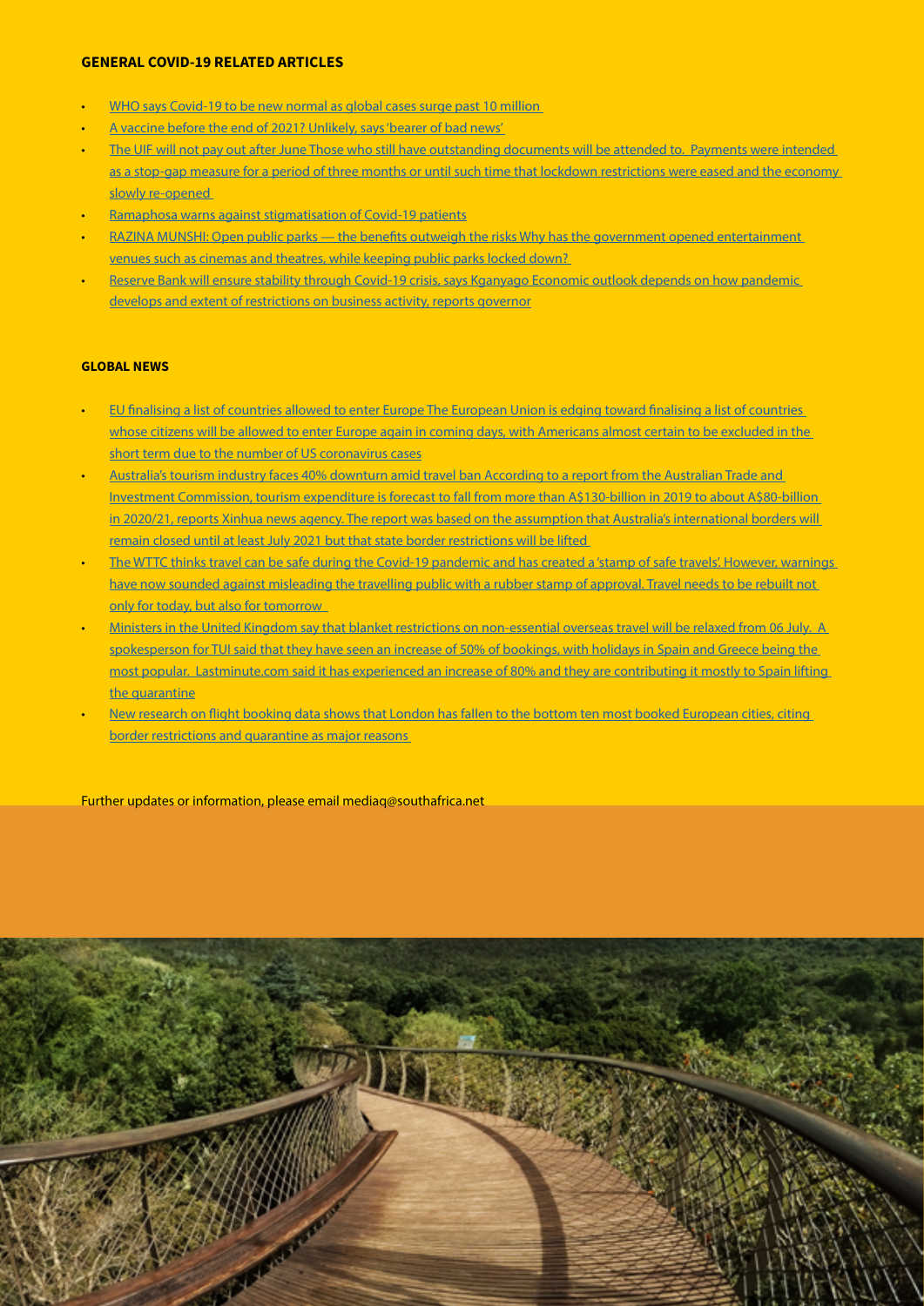**GENERAL COVID-19 RELATED ARTICLES**

- WHO says Covid-19 to be new normal as global cases surge past 10 million
- A vaccine before the end of 2021? Unlikely, says 'bearer of bad news'
- The UIF will not pay out after June Those who still have outstanding documents will be attended to. Payments were intended as a stop-gap measure for a period of three months or until such time that lockdown restrictions were eased and the economy slowly re-opened
- Ramaphosa warns against stigmatisation of Covid-19 patients
- RAZINA MUNSHI: Open public parks — the benefits outweigh the risks Why has the government opened entertainment venues such as cinemas and theatres, while keeping public parks locked down?
- Reserve Bank will ensure stability through Covid-19 crisis, says Kganyago Economic outlook depends on how pandemic develops and extent of restrictions on business activity, reports governor

**GLOBAL NEWS**

- EU finalising a list of countries allowed to enter Europe The European Union is edging toward finalising a list of countries whose citizens will be allowed to enter Europe again in coming days, with Americans almost certain to be excluded in the short term due to the number of US coronavirus cases
- Australia's tourism industry faces 40% downturn amid travel ban According to a report from the Australian Trade and Investment Commission, tourism expenditure is forecast to fall from more than A$130-billion in 2019 to about A$80-billion in 2020/21, reports Xinhua news agency. The report was based on the assumption that Australia's international borders will remain closed until at least July 2021 but that state border restrictions will be lifted
- The WTTC thinks travel can be safe during the Covid-19 pandemic and has created a 'stamp of safe travels'. However, warnings have now sounded against misleading the travelling public with a rubber stamp of approval. Travel needs to be rebuilt not only for today, but also for tomorrow
- Ministers in the United Kingdom say that blanket restrictions on non-essential overseas travel will be relaxed from 06 July. A spokesperson for TUI said that they have seen an increase of 50% of bookings, with holidays in Spain and Greece being the most popular. Lastminute.com said it has experienced an increase of 80% and they are contributing it mostly to Spain lifting the quarantine
- New research on flight booking data shows that London has fallen to the bottom ten most booked European cities, citing border restrictions and quarantine as major reasons

Further updates or information, please email mediaq@southafrica.net